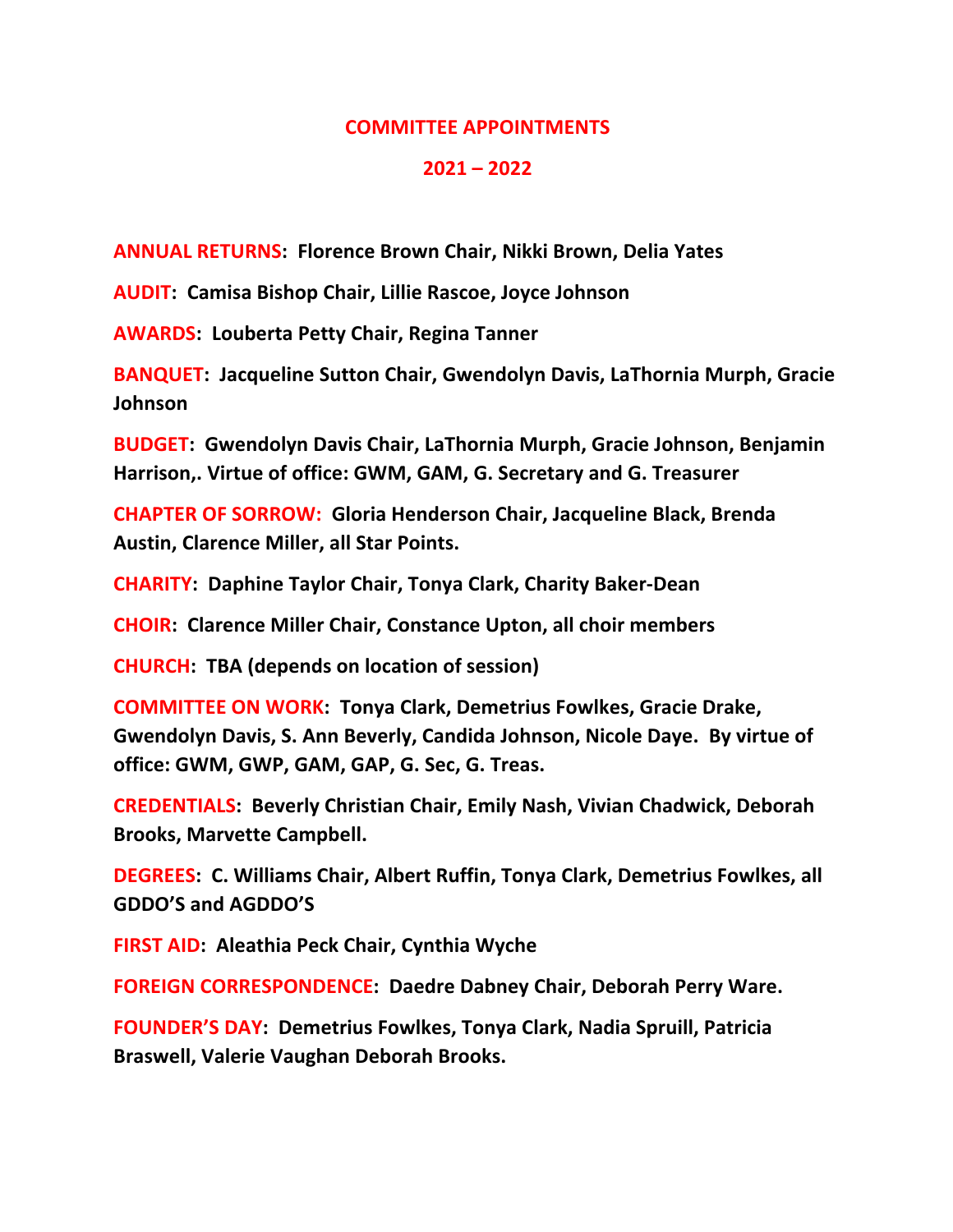# COMMITTEE APPOINTMENTS

## 2021 – 2022

**ANNUAL RETURNS: Florence Brown Chair, Nikki Brown, Delia Yates**

**AUDIT: Camisa Bishop Chair, Lillie Rascoe, Joyce Johnson**

**AWARDS: Louberta Petty Chair, Regina Tanner**

**BANQUET: Jacqueline Sutton Chair, Gwendolyn Davis, LaThornia Murph, Gracie Johnson**

**BUDGET: Gwendolyn Davis Chair, LaThornia Murph, Gracie Johnson, Benjamin Harrison,. Virtue of office: GWM, GAM, G. Secretary and G. Treasurer**

**CHAPTER OF SORROW: Gloria Henderson Chair, Jacqueline Black, Brenda Austin, Clarence Miller, all Star Points.**

**CHARITY: Daphine Taylor Chair, Tonya Clark, Charity Baker-Dean**

**CHOIR: Clarence Miller Chair, Constance Upton, all choir members**

**CHURCH: TBA (depends on location of session)**

**COMMITTEE ON WORK: Tonya Clark, Demetrius Fowlkes, Gracie Drake, Gwendolyn Davis, S. Ann Beverly, Candida Johnson, Nicole Daye. By virtue of office: GWM, GWP, GAM, GAP, G. Sec, G. Treas.**

**CREDENTIALS: Beverly Christian Chair, Emily Nash, Vivian Chadwick, Deborah Brooks, Marvette Campbell.**

**DEGREES: C. Williams Chair, Albert Ruffin, Tonya Clark, Demetrius Fowlkes, all GDDO'S and AGDDO'S**

**FIRST AID: Aleathia Peck Chair, Cynthia Wyche**

**FOREIGN CORRESPONDENCE: Daedre Dabney Chair, Deborah Perry Ware.**

**FOUNDER'S DAY: Demetrius Fowlkes, Tonya Clark, Nadia Spruill, Patricia Braswell, Valerie Vaughan Deborah Brooks.**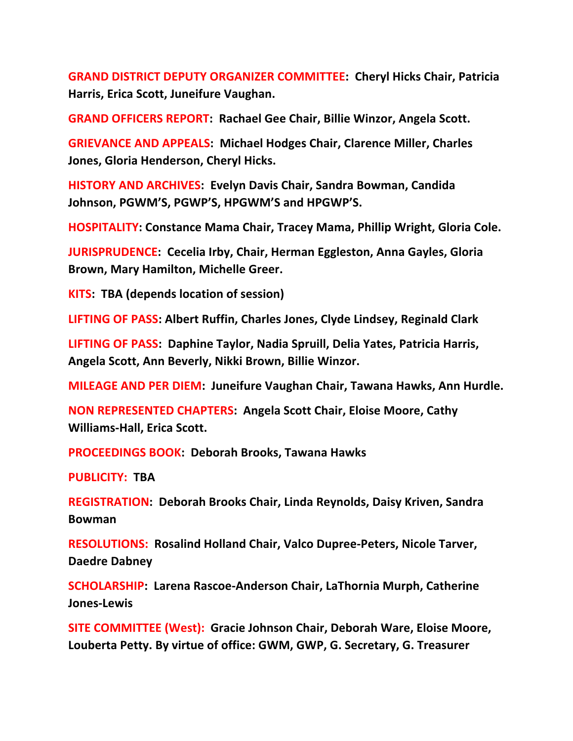**GRAND DISTRICT DEPUTY ORGANIZER COMMITTEE: Cheryl Hicks Chair, Patricia Harris, Erica Scott, Juneifure Vaughan.**

**GRAND OFFICERS REPORT: Rachael Gee Chair, Billie Winzor, Angela Scott.**

**GRIEVANCE AND APPEALS: Michael Hodges Chair, Clarence Miller, Charles Jones, Gloria Henderson, Cheryl Hicks.**

**HISTORY AND ARCHIVES: Evelyn Davis Chair, Sandra Bowman, Candida Johnson, PGWM'S, PGWP'S, HPGWM'S and HPGWP'S.**

**HOSPITALITY: Constance Mama Chair, Tracey Mama, Phillip Wright, Gloria Cole.**

**JURISPRUDENCE: Cecelia Irby, Chair, Herman Eggleston, Anna Gayles, Gloria Brown, Mary Hamilton, Michelle Greer.**

**KITS: TBA (depends location of session)**

**LIFTING OF PASS: Albert Ruffin, Charles Jones, Clyde Lindsey, Reginald Clark**

**LIFTING OF PASS: Daphine Taylor, Nadia Spruill, Delia Yates, Patricia Harris, Angela Scott, Ann Beverly, Nikki Brown, Billie Winzor.**

**MILEAGE AND PER DIEM: Juneifure Vaughan Chair, Tawana Hawks, Ann Hurdle.**

**NON REPRESENTED CHAPTERS: Angela Scott Chair, Eloise Moore, Cathy Williams-Hall, Erica Scott.**

**PROCEEDINGS BOOK: Deborah Brooks, Tawana Hawks**

**PUBLICITY: TBA**

**REGISTRATION: Deborah Brooks Chair, Linda Reynolds, Daisy Kriven, Sandra Bowman**

**RESOLUTIONS: Rosalind Holland Chair, Valco Dupree-Peters, Nicole Tarver, Daedre Dabney**

**SCHOLARSHIP: Larena Rascoe-Anderson Chair, LaThornia Murph, Catherine Jones-Lewis**

**SITE COMMITTEE (West): Gracie Johnson Chair, Deborah Ware, Eloise Moore, Louberta Petty. By virtue of office: GWM, GWP, G. Secretary, G. Treasurer**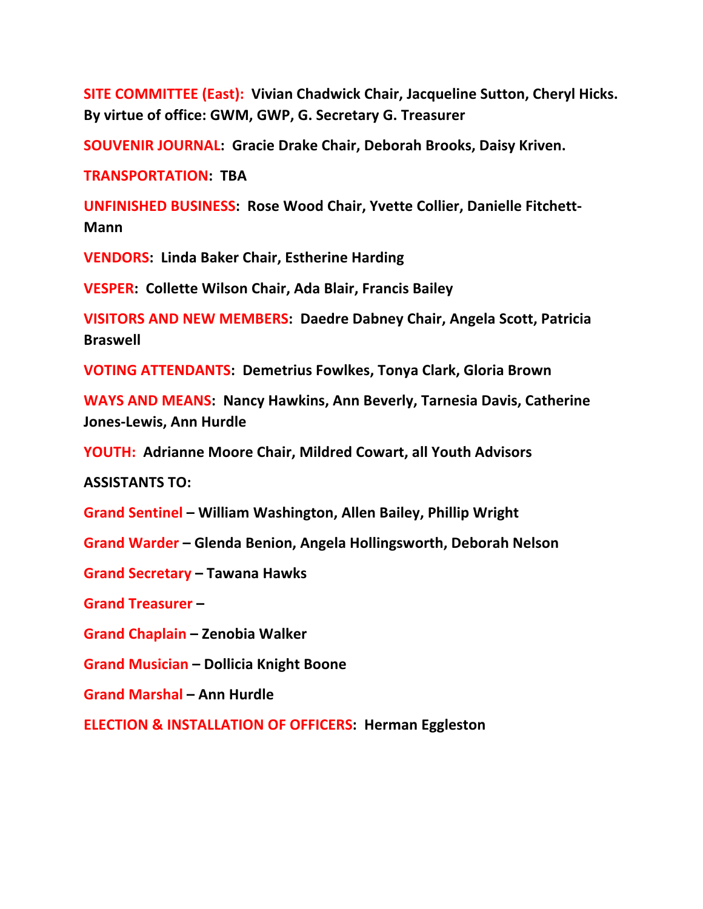**SITE COMMITTEE (East): Vivian Chadwick Chair, Jacqueline Sutton, Cheryl Hicks. By virtue of office: GWM, GWP, G. Secretary G. Treasurer**

**SOUVENIR JOURNAL: Gracie Drake Chair, Deborah Brooks, Daisy Kriven.**

**TRANSPORTATION: TBA**

**UNFINISHED BUSINESS: Rose Wood Chair, Yvette Collier, Danielle Fitchett-Mann**

**VENDORS: Linda Baker Chair, Estherine Harding**

**VESPER: Collette Wilson Chair, Ada Blair, Francis Bailey**

**VISITORS AND NEW MEMBERS: Daedre Dabney Chair, Angela Scott, Patricia Braswell**

**VOTING ATTENDANTS: Demetrius Fowlkes, Tonya Clark, Gloria Brown**

**WAYS AND MEANS: Nancy Hawkins, Ann Beverly, Tarnesia Davis, Catherine Jones-Lewis, Ann Hurdle**

**YOUTH: Adrianne Moore Chair, Mildred Cowart, all Youth Advisors**

**ASSISTANTS TO:**

**Grand Sentinel – William Washington, Allen Bailey, Phillip Wright**

**Grand Warder – Glenda Benion, Angela Hollingsworth, Deborah Nelson**

**Grand Secretary – Tawana Hawks**

**Grand Treasurer –**

**Grand Chaplain – Zenobia Walker**

**Grand Musician – Dollicia Knight Boone**

**Grand Marshal – Ann Hurdle**

**ELECTION & INSTALLATION OF OFFICERS: Herman Eggleston**